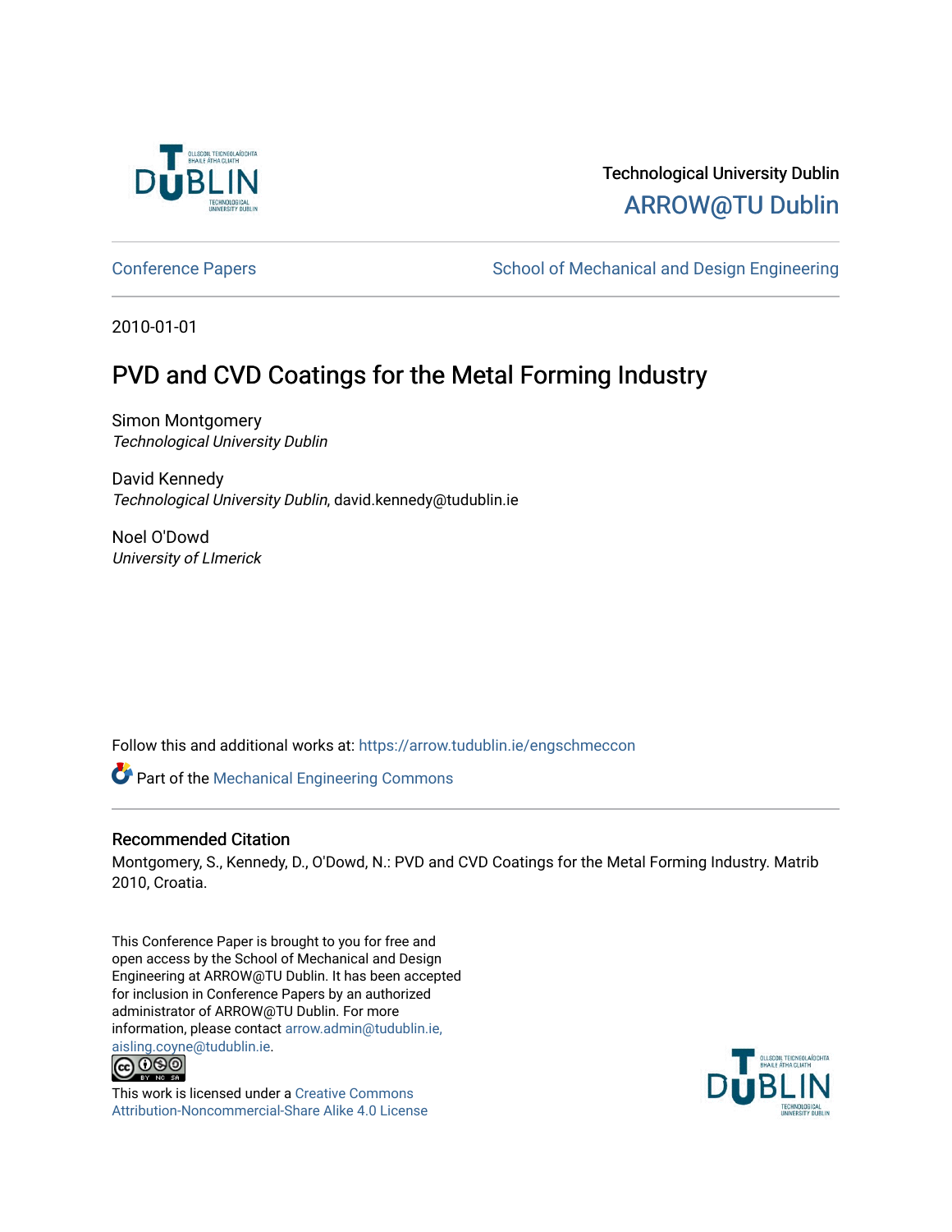Technological University Dublin

ARROW@TU Dublin

Conference Papers | School of Mechanical and Design Engineering

2010-01-01

# PVD and CVD Coatings for the Metal Forming Industry

Simon Montgomery
*Technological University Dublin*

David Kennedy
*Technological University Dublin*, david.kennedy@tudublin.ie

Noel O'Dowd
*University of LImerick*

Follow this and additional works at: https://arrow.tudublin.ie/engschmeccon

Part of the Mechanical Engineering Commons

## Recommended Citation

Montgomery, S., Kennedy, D., O'Dowd, N.: PVD and CVD Coatings for the Metal Forming Industry. Matrib 2010, Croatia.

This Conference Paper is brought to you for free and open access by the School of Mechanical and Design Engineering at ARROW@TU Dublin. It has been accepted for inclusion in Conference Papers by an authorized administrator of ARROW@TU Dublin. For more information, please contact arrow.admin@tudublin.ie, aisling.coyne@tudublin.ie.

This work is licensed under a Creative Commons Attribution-Noncommercial-Share Alike 4.0 License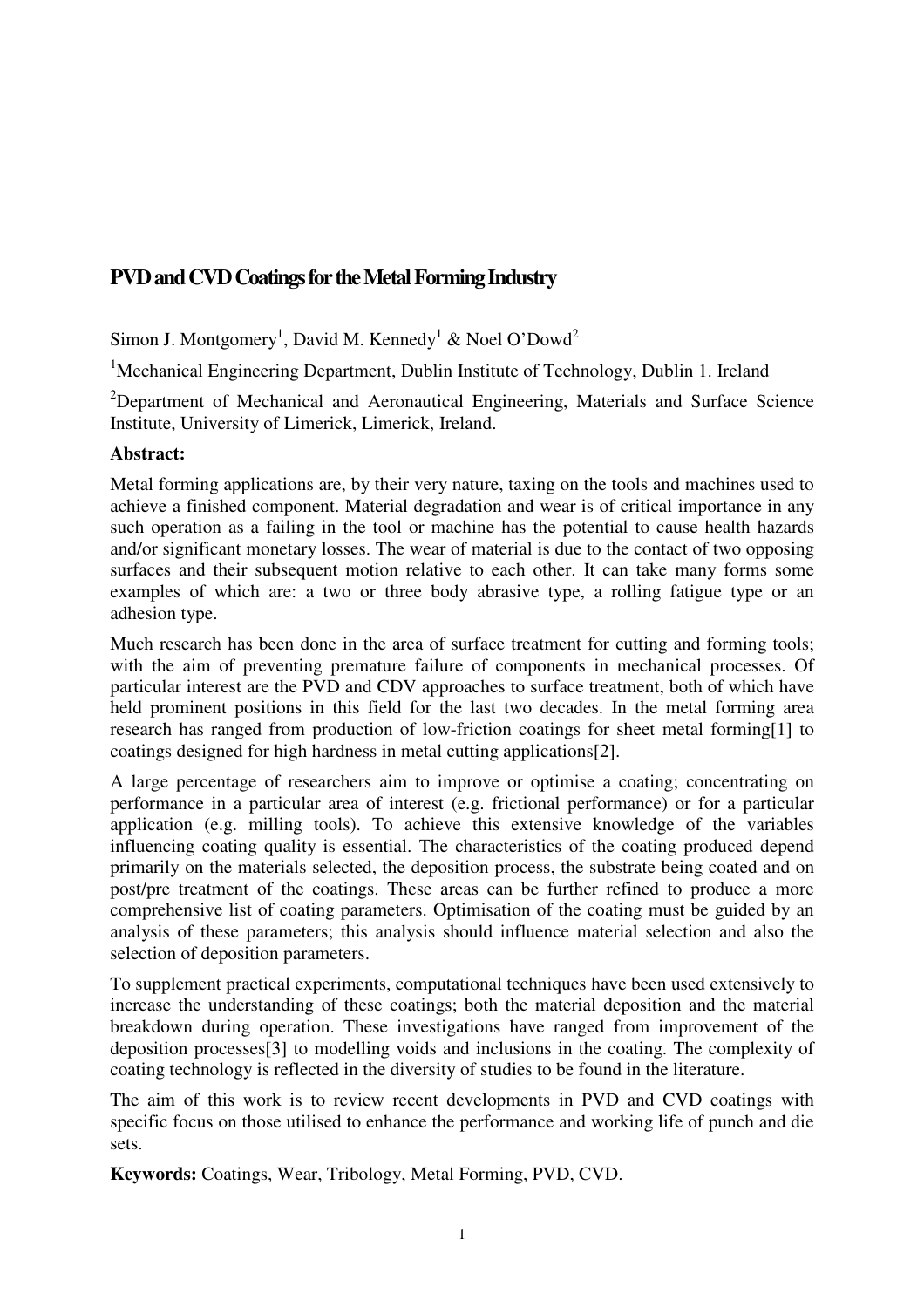## PVD and CVD Coatings for the Metal Forming Industry

Simon J. Montgomery[1], David M. Kennedy[1] & Noel O'Dowd[2]

[1]Mechanical Engineering Department, Dublin Institute of Technology, Dublin 1. Ireland

[2]Department of Mechanical and Aeronautical Engineering, Materials and Surface Science Institute, University of Limerick, Limerick, Ireland.

**Abstract:**

Metal forming applications are, by their very nature, taxing on the tools and machines used to achieve a finished component. Material degradation and wear is of critical importance in any such operation as a failing in the tool or machine has the potential to cause health hazards and/or significant monetary losses. The wear of material is due to the contact of two opposing surfaces and their subsequent motion relative to each other. It can take many forms some examples of which are: a two or three body abrasive type, a rolling fatigue type or an adhesion type.

Much research has been done in the area of surface treatment for cutting and forming tools; with the aim of preventing premature failure of components in mechanical processes. Of particular interest are the PVD and CDV approaches to surface treatment, both of which have held prominent positions in this field for the last two decades. In the metal forming area research has ranged from production of low-friction coatings for sheet metal forming[1] to coatings designed for high hardness in metal cutting applications[2].

A large percentage of researchers aim to improve or optimise a coating; concentrating on performance in a particular area of interest (e.g. frictional performance) or for a particular application (e.g. milling tools). To achieve this extensive knowledge of the variables influencing coating quality is essential. The characteristics of the coating produced depend primarily on the materials selected, the deposition process, the substrate being coated and on post/pre treatment of the coatings. These areas can be further refined to produce a more comprehensive list of coating parameters. Optimisation of the coating must be guided by an analysis of these parameters; this analysis should influence material selection and also the selection of deposition parameters.

To supplement practical experiments, computational techniques have been used extensively to increase the understanding of these coatings; both the material deposition and the material breakdown during operation. These investigations have ranged from improvement of the deposition processes[3] to modelling voids and inclusions in the coating. The complexity of coating technology is reflected in the diversity of studies to be found in the literature.

The aim of this work is to review recent developments in PVD and CVD coatings with specific focus on those utilised to enhance the performance and working life of punch and die sets.

**Keywords:** Coatings, Wear, Tribology, Metal Forming, PVD, CVD.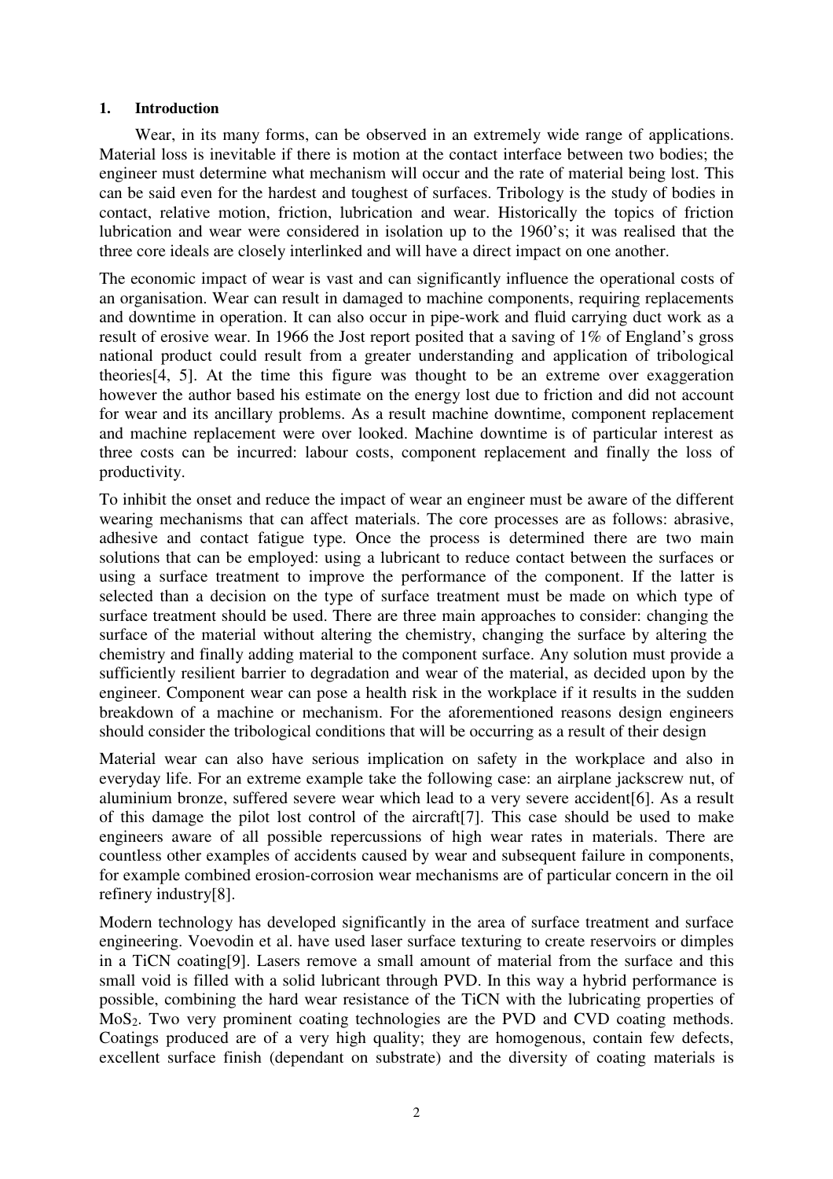## 1. Introduction

Wear, in its many forms, can be observed in an extremely wide range of applications. Material loss is inevitable if there is motion at the contact interface between two bodies; the engineer must determine what mechanism will occur and the rate of material being lost. This can be said even for the hardest and toughest of surfaces. Tribology is the study of bodies in contact, relative motion, friction, lubrication and wear. Historically the topics of friction lubrication and wear were considered in isolation up to the 1960's; it was realised that the three core ideals are closely interlinked and will have a direct impact on one another.

The economic impact of wear is vast and can significantly influence the operational costs of an organisation. Wear can result in damaged to machine components, requiring replacements and downtime in operation. It can also occur in pipe-work and fluid carrying duct work as a result of erosive wear. In 1966 the Jost report posited that a saving of 1% of England's gross national product could result from a greater understanding and application of tribological theories[4, 5]. At the time this figure was thought to be an extreme over exaggeration however the author based his estimate on the energy lost due to friction and did not account for wear and its ancillary problems. As a result machine downtime, component replacement and machine replacement were over looked. Machine downtime is of particular interest as three costs can be incurred: labour costs, component replacement and finally the loss of productivity.

To inhibit the onset and reduce the impact of wear an engineer must be aware of the different wearing mechanisms that can affect materials. The core processes are as follows: abrasive, adhesive and contact fatigue type. Once the process is determined there are two main solutions that can be employed: using a lubricant to reduce contact between the surfaces or using a surface treatment to improve the performance of the component. If the latter is selected than a decision on the type of surface treatment must be made on which type of surface treatment should be used. There are three main approaches to consider: changing the surface of the material without altering the chemistry, changing the surface by altering the chemistry and finally adding material to the component surface. Any solution must provide a sufficiently resilient barrier to degradation and wear of the material, as decided upon by the engineer. Component wear can pose a health risk in the workplace if it results in the sudden breakdown of a machine or mechanism. For the aforementioned reasons design engineers should consider the tribological conditions that will be occurring as a result of their design

Material wear can also have serious implication on safety in the workplace and also in everyday life. For an extreme example take the following case: an airplane jackscrew nut, of aluminium bronze, suffered severe wear which lead to a very severe accident[6]. As a result of this damage the pilot lost control of the aircraft[7]. This case should be used to make engineers aware of all possible repercussions of high wear rates in materials. There are countless other examples of accidents caused by wear and subsequent failure in components, for example combined erosion-corrosion wear mechanisms are of particular concern in the oil refinery industry[8].

Modern technology has developed significantly in the area of surface treatment and surface engineering. Voevodin et al. have used laser surface texturing to create reservoirs or dimples in a TiCN coating[9]. Lasers remove a small amount of material from the surface and this small void is filled with a solid lubricant through PVD. In this way a hybrid performance is possible, combining the hard wear resistance of the TiCN with the lubricating properties of $MoS_2$. Two very prominent coating technologies are the PVD and CVD coating methods. Coatings produced are of a very high quality; they are homogenous, contain few defects, excellent surface finish (dependant on substrate) and the diversity of coating materials is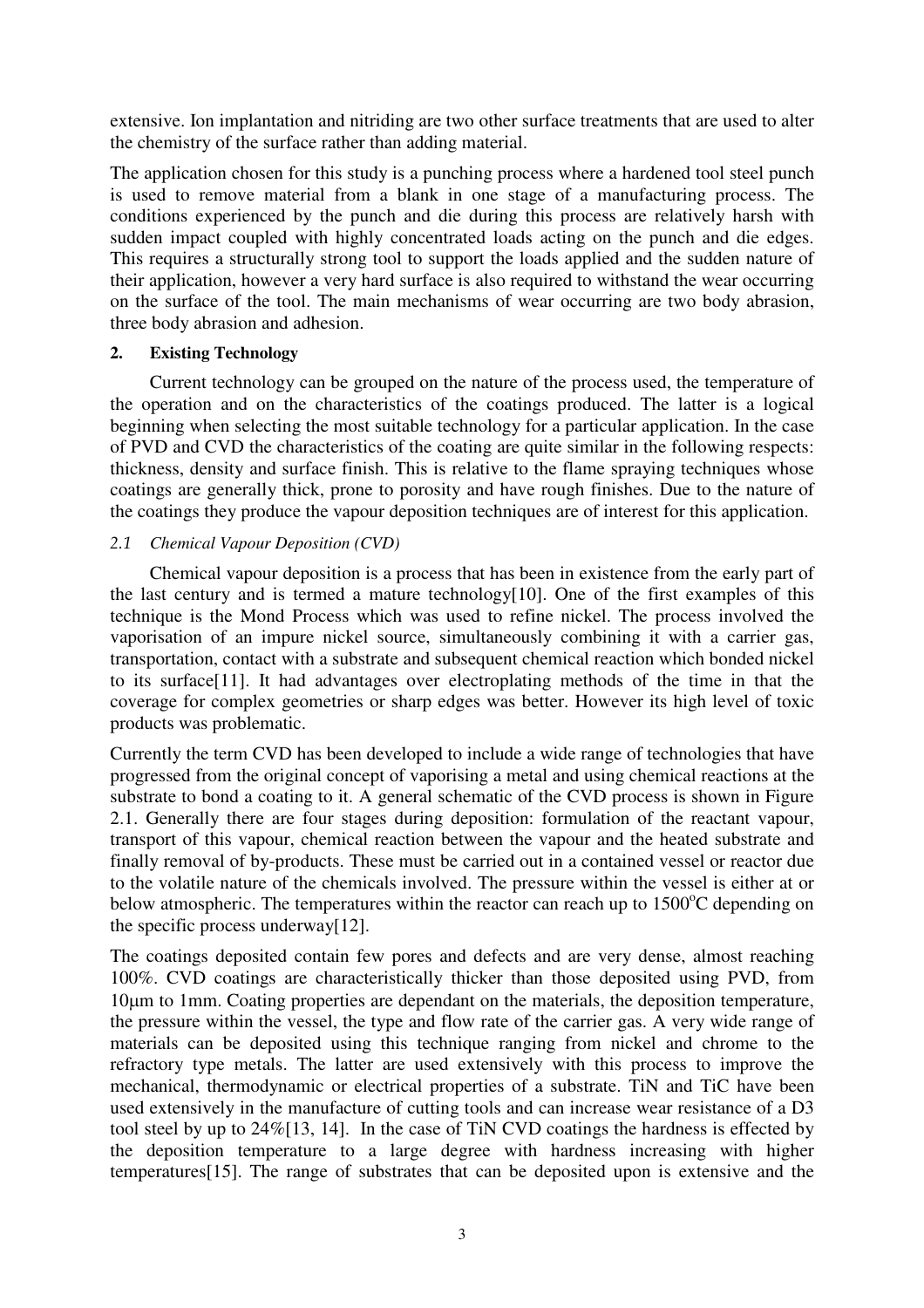extensive. Ion implantation and nitriding are two other surface treatments that are used to alter the chemistry of the surface rather than adding material.

The application chosen for this study is a punching process where a hardened tool steel punch is used to remove material from a blank in one stage of a manufacturing process. The conditions experienced by the punch and die during this process are relatively harsh with sudden impact coupled with highly concentrated loads acting on the punch and die edges. This requires a structurally strong tool to support the loads applied and the sudden nature of their application, however a very hard surface is also required to withstand the wear occurring on the surface of the tool. The main mechanisms of wear occurring are two body abrasion, three body abrasion and adhesion.

## 2. Existing Technology

Current technology can be grouped on the nature of the process used, the temperature of the operation and on the characteristics of the coatings produced. The latter is a logical beginning when selecting the most suitable technology for a particular application. In the case of PVD and CVD the characteristics of the coating are quite similar in the following respects: thickness, density and surface finish. This is relative to the flame spraying techniques whose coatings are generally thick, prone to porosity and have rough finishes. Due to the nature of the coatings they produce the vapour deposition techniques are of interest for this application.

### *2.1 Chemical Vapour Deposition (CVD)*

Chemical vapour deposition is a process that has been in existence from the early part of the last century and is termed a mature technology[10]. One of the first examples of this technique is the Mond Process which was used to refine nickel. The process involved the vaporisation of an impure nickel source, simultaneously combining it with a carrier gas, transportation, contact with a substrate and subsequent chemical reaction which bonded nickel to its surface[11]. It had advantages over electroplating methods of the time in that the coverage for complex geometries or sharp edges was better. However its high level of toxic products was problematic.

Currently the term CVD has been developed to include a wide range of technologies that have progressed from the original concept of vaporising a metal and using chemical reactions at the substrate to bond a coating to it. A general schematic of the CVD process is shown in Figure 2.1. Generally there are four stages during deposition: formulation of the reactant vapour, transport of this vapour, chemical reaction between the vapour and the heated substrate and finally removal of by-products. These must be carried out in a contained vessel or reactor due to the volatile nature of the chemicals involved. The pressure within the vessel is either at or below atmospheric. The temperatures within the reactor can reach up to 1500$^{o}$C depending on the specific process underway[12].

The coatings deposited contain few pores and defects and are very dense, almost reaching 100%. CVD coatings are characteristically thicker than those deposited using PVD, from 10µm to 1mm. Coating properties are dependant on the materials, the deposition temperature, the pressure within the vessel, the type and flow rate of the carrier gas. A very wide range of materials can be deposited using this technique ranging from nickel and chrome to the refractory type metals. The latter are used extensively with this process to improve the mechanical, thermodynamic or electrical properties of a substrate. TiN and TiC have been used extensively in the manufacture of cutting tools and can increase wear resistance of a D3 tool steel by up to 24%[13, 14]. In the case of TiN CVD coatings the hardness is effected by the deposition temperature to a large degree with hardness increasing with higher temperatures[15]. The range of substrates that can be deposited upon is extensive and the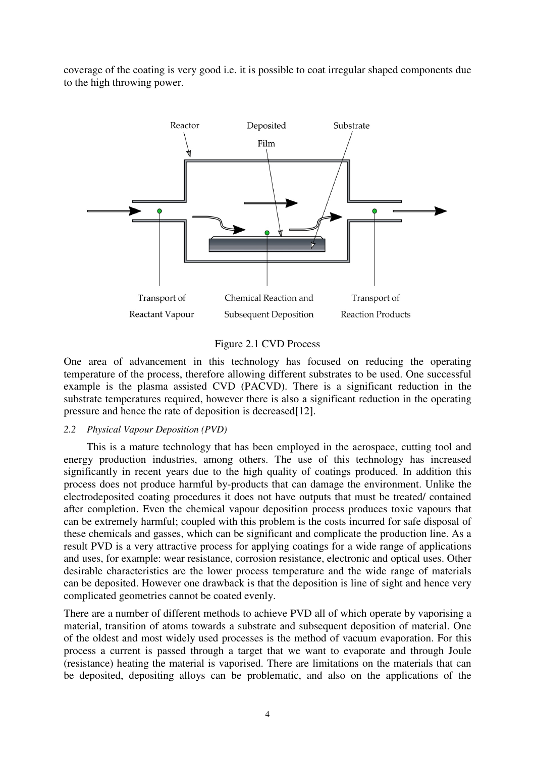coverage of the coating is very good i.e. it is possible to coat irregular shaped components due to the high throwing power.

Figure 2.1 CVD Process

One area of advancement in this technology has focused on reducing the operating temperature of the process, therefore allowing different substrates to be used. One successful example is the plasma assisted CVD (PACVD). There is a significant reduction in the substrate temperatures required, however there is also a significant reduction in the operating pressure and hence the rate of deposition is decreased[12].

### *2.2 Physical Vapour Deposition (PVD)*

This is a mature technology that has been employed in the aerospace, cutting tool and energy production industries, among others. The use of this technology has increased significantly in recent years due to the high quality of coatings produced. In addition this process does not produce harmful by-products that can damage the environment. Unlike the electrodeposited coating procedures it does not have outputs that must be treated/ contained after completion. Even the chemical vapour deposition process produces toxic vapours that can be extremely harmful; coupled with this problem is the costs incurred for safe disposal of these chemicals and gasses, which can be significant and complicate the production line. As a result PVD is a very attractive process for applying coatings for a wide range of applications and uses, for example: wear resistance, corrosion resistance, electronic and optical uses. Other desirable characteristics are the lower process temperature and the wide range of materials can be deposited. However one drawback is that the deposition is line of sight and hence very complicated geometries cannot be coated evenly.

There are a number of different methods to achieve PVD all of which operate by vaporising a material, transition of atoms towards a substrate and subsequent deposition of material. One of the oldest and most widely used processes is the method of vacuum evaporation. For this process a current is passed through a target that we want to evaporate and through Joule (resistance) heating the material is vaporised. There are limitations on the materials that can be deposited, depositing alloys can be problematic, and also on the applications of the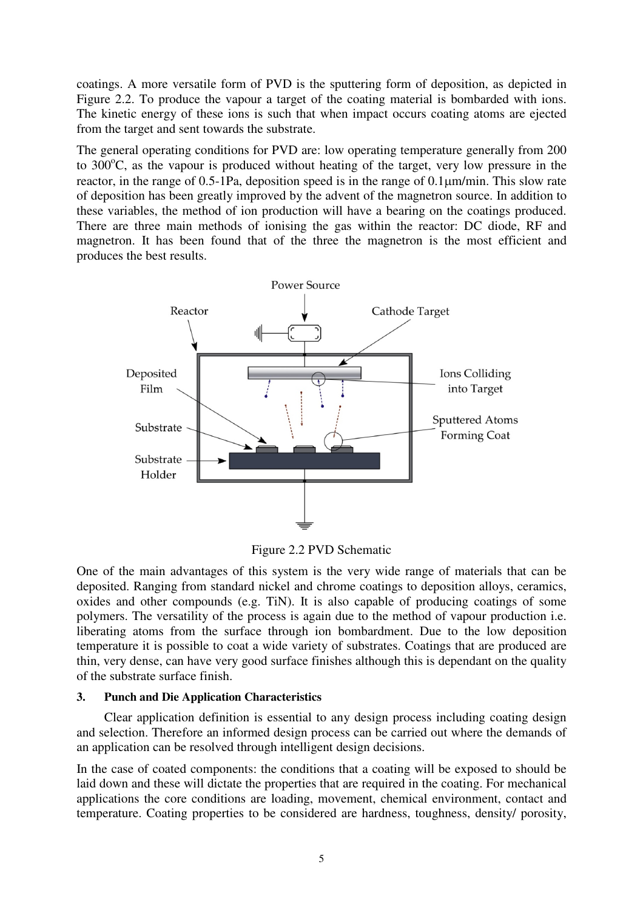coatings. A more versatile form of PVD is the sputtering form of deposition, as depicted in Figure 2.2. To produce the vapour a target of the coating material is bombarded with ions. The kinetic energy of these ions is such that when impact occurs coating atoms are ejected from the target and sent towards the substrate.

The general operating conditions for PVD are: low operating temperature generally from 200 to 300°C, as the vapour is produced without heating of the target, very low pressure in the reactor, in the range of 0.5-1Pa, deposition speed is in the range of 0.1μm/min. This slow rate of deposition has been greatly improved by the advent of the magnetron source. In addition to these variables, the method of ion production will have a bearing on the coatings produced. There are three main methods of ionising the gas within the reactor: DC diode, RF and magnetron. It has been found that of the three the magnetron is the most efficient and produces the best results.

Figure 2.2 PVD Schematic

One of the main advantages of this system is the very wide range of materials that can be deposited. Ranging from standard nickel and chrome coatings to deposition alloys, ceramics, oxides and other compounds (e.g. TiN). It is also capable of producing coatings of some polymers. The versatility of the process is again due to the method of vapour production i.e. liberating atoms from the surface through ion bombardment. Due to the low deposition temperature it is possible to coat a wide variety of substrates. Coatings that are produced are thin, very dense, can have very good surface finishes although this is dependant on the quality of the substrate surface finish.

## 3. Punch and Die Application Characteristics

Clear application definition is essential to any design process including coating design and selection. Therefore an informed design process can be carried out where the demands of an application can be resolved through intelligent design decisions.

In the case of coated components: the conditions that a coating will be exposed to should be laid down and these will dictate the properties that are required in the coating. For mechanical applications the core conditions are loading, movement, chemical environment, contact and temperature. Coating properties to be considered are hardness, toughness, density/ porosity,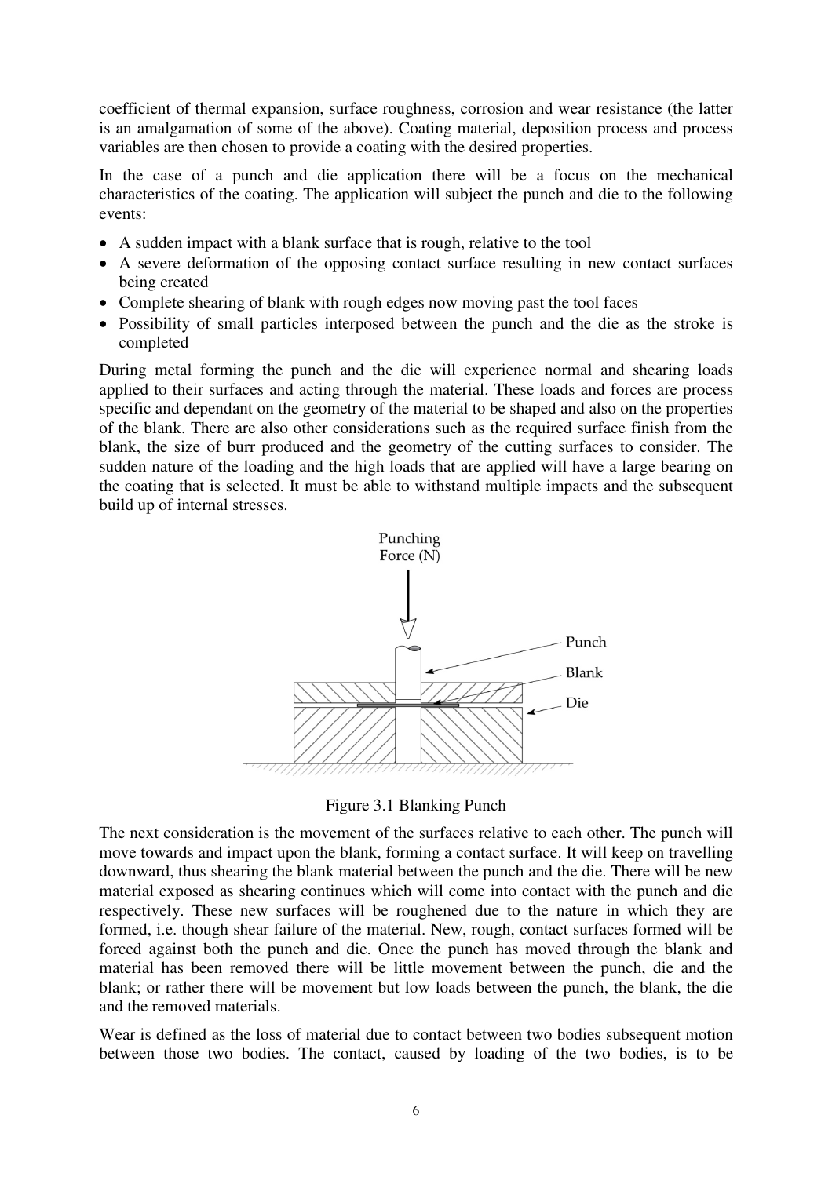coefficient of thermal expansion, surface roughness, corrosion and wear resistance (the latter is an amalgamation of some of the above). Coating material, deposition process and process variables are then chosen to provide a coating with the desired properties.

In the case of a punch and die application there will be a focus on the mechanical characteristics of the coating. The application will subject the punch and die to the following events:

- A sudden impact with a blank surface that is rough, relative to the tool
- A severe deformation of the opposing contact surface resulting in new contact surfaces being created
- Complete shearing of blank with rough edges now moving past the tool faces
- Possibility of small particles interposed between the punch and the die as the stroke is completed

During metal forming the punch and the die will experience normal and shearing loads applied to their surfaces and acting through the material. These loads and forces are process specific and dependant on the geometry of the material to be shaped and also on the properties of the blank. There are also other considerations such as the required surface finish from the blank, the size of burr produced and the geometry of the cutting surfaces to consider. The sudden nature of the loading and the high loads that are applied will have a large bearing on the coating that is selected. It must be able to withstand multiple impacts and the subsequent build up of internal stresses.

Figure 3.1 Blanking Punch

The next consideration is the movement of the surfaces relative to each other. The punch will move towards and impact upon the blank, forming a contact surface. It will keep on travelling downward, thus shearing the blank material between the punch and the die. There will be new material exposed as shearing continues which will come into contact with the punch and die respectively. These new surfaces will be roughened due to the nature in which they are formed, i.e. though shear failure of the material. New, rough, contact surfaces formed will be forced against both the punch and die. Once the punch has moved through the blank and material has been removed there will be little movement between the punch, die and the blank; or rather there will be movement but low loads between the punch, the blank, the die and the removed materials.

Wear is defined as the loss of material due to contact between two bodies subsequent motion between those two bodies. The contact, caused by loading of the two bodies, is to be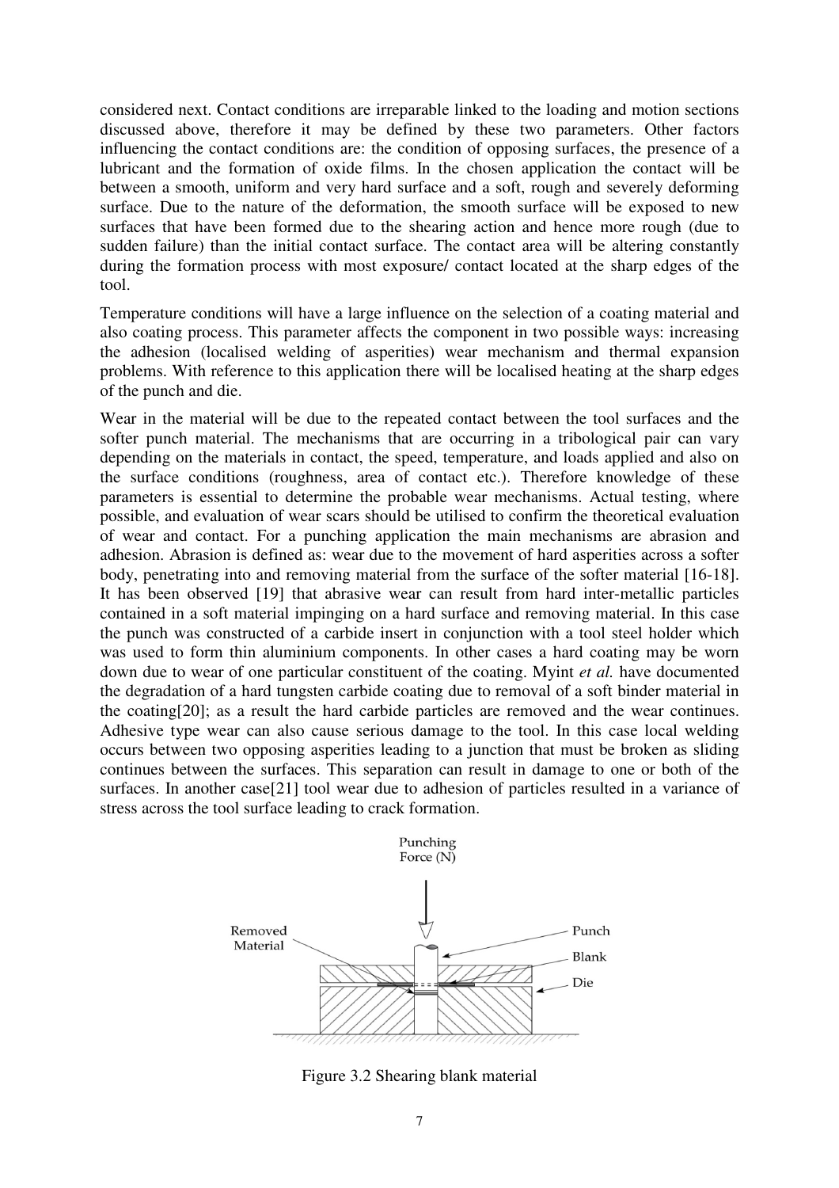considered next. Contact conditions are irreparable linked to the loading and motion sections discussed above, therefore it may be defined by these two parameters. Other factors influencing the contact conditions are: the condition of opposing surfaces, the presence of a lubricant and the formation of oxide films. In the chosen application the contact will be between a smooth, uniform and very hard surface and a soft, rough and severely deforming surface. Due to the nature of the deformation, the smooth surface will be exposed to new surfaces that have been formed due to the shearing action and hence more rough (due to sudden failure) than the initial contact surface. The contact area will be altering constantly during the formation process with most exposure/ contact located at the sharp edges of the tool.

Temperature conditions will have a large influence on the selection of a coating material and also coating process. This parameter affects the component in two possible ways: increasing the adhesion (localised welding of asperities) wear mechanism and thermal expansion problems. With reference to this application there will be localised heating at the sharp edges of the punch and die.

Wear in the material will be due to the repeated contact between the tool surfaces and the softer punch material. The mechanisms that are occurring in a tribological pair can vary depending on the materials in contact, the speed, temperature, and loads applied and also on the surface conditions (roughness, area of contact etc.). Therefore knowledge of these parameters is essential to determine the probable wear mechanisms. Actual testing, where possible, and evaluation of wear scars should be utilised to confirm the theoretical evaluation of wear and contact. For a punching application the main mechanisms are abrasion and adhesion. Abrasion is defined as: wear due to the movement of hard asperities across a softer body, penetrating into and removing material from the surface of the softer material [16-18]. It has been observed [19] that abrasive wear can result from hard inter-metallic particles contained in a soft material impinging on a hard surface and removing material. In this case the punch was constructed of a carbide insert in conjunction with a tool steel holder which was used to form thin aluminium components. In other cases a hard coating may be worn down due to wear of one particular constituent of the coating. Myint *et al.* have documented the degradation of a hard tungsten carbide coating due to removal of a soft binder material in the coating[20]; as a result the hard carbide particles are removed and the wear continues. Adhesive type wear can also cause serious damage to the tool. In this case local welding occurs between two opposing asperities leading to a junction that must be broken as sliding continues between the surfaces. This separation can result in damage to one or both of the surfaces. In another case[21] tool wear due to adhesion of particles resulted in a variance of stress across the tool surface leading to crack formation.

Punching Force (N)

Removed Material

Punch

Blank

Die

Figure 3.2 Shearing blank material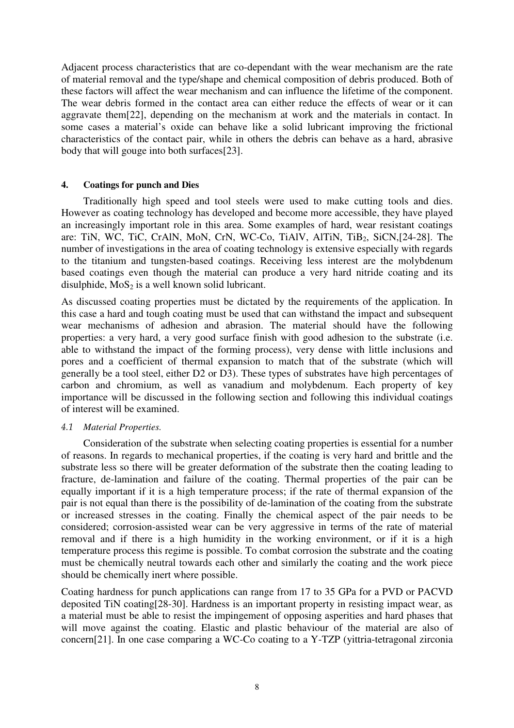Adjacent process characteristics that are co-dependant with the wear mechanism are the rate of material removal and the type/shape and chemical composition of debris produced. Both of these factors will affect the wear mechanism and can influence the lifetime of the component. The wear debris formed in the contact area can either reduce the effects of wear or it can aggravate them[22], depending on the mechanism at work and the materials in contact. In some cases a material's oxide can behave like a solid lubricant improving the frictional characteristics of the contact pair, while in others the debris can behave as a hard, abrasive body that will gouge into both surfaces[23].

## 4. Coatings for punch and Dies

Traditionally high speed and tool steels were used to make cutting tools and dies. However as coating technology has developed and become more accessible, they have played an increasingly important role in this area. Some examples of hard, wear resistant coatings are: TiN, WC, TiC, CrAlN, MoN, CrN, WC-Co, TiAlV, AlTiN, $TiB_2$, SiCN,[24-28]. The number of investigations in the area of coating technology is extensive especially with regards to the titanium and tungsten-based coatings. Receiving less interest are the molybdenum based coatings even though the material can produce a very hard nitride coating and its disulphide, $MoS_2$ is a well known solid lubricant.

As discussed coating properties must be dictated by the requirements of the application. In this case a hard and tough coating must be used that can withstand the impact and subsequent wear mechanisms of adhesion and abrasion. The material should have the following properties: a very hard, a very good surface finish with good adhesion to the substrate (i.e. able to withstand the impact of the forming process), very dense with little inclusions and pores and a coefficient of thermal expansion to match that of the substrate (which will generally be a tool steel, either D2 or D3). These types of substrates have high percentages of carbon and chromium, as well as vanadium and molybdenum. Each property of key importance will be discussed in the following section and following this individual coatings of interest will be examined.

### *4.1 Material Properties.*

Consideration of the substrate when selecting coating properties is essential for a number of reasons. In regards to mechanical properties, if the coating is very hard and brittle and the substrate less so there will be greater deformation of the substrate then the coating leading to fracture, de-lamination and failure of the coating. Thermal properties of the pair can be equally important if it is a high temperature process; if the rate of thermal expansion of the pair is not equal than there is the possibility of de-lamination of the coating from the substrate or increased stresses in the coating. Finally the chemical aspect of the pair needs to be considered; corrosion-assisted wear can be very aggressive in terms of the rate of material removal and if there is a high humidity in the working environment, or if it is a high temperature process this regime is possible. To combat corrosion the substrate and the coating must be chemically neutral towards each other and similarly the coating and the work piece should be chemically inert where possible.

Coating hardness for punch applications can range from 17 to 35 GPa for a PVD or PACVD deposited TiN coating[28-30]. Hardness is an important property in resisting impact wear, as a material must be able to resist the impingement of opposing asperities and hard phases that will move against the coating. Elastic and plastic behaviour of the material are also of concern[21]. In one case comparing a WC-Co coating to a Y-TZP (yittria-tetragonal zirconia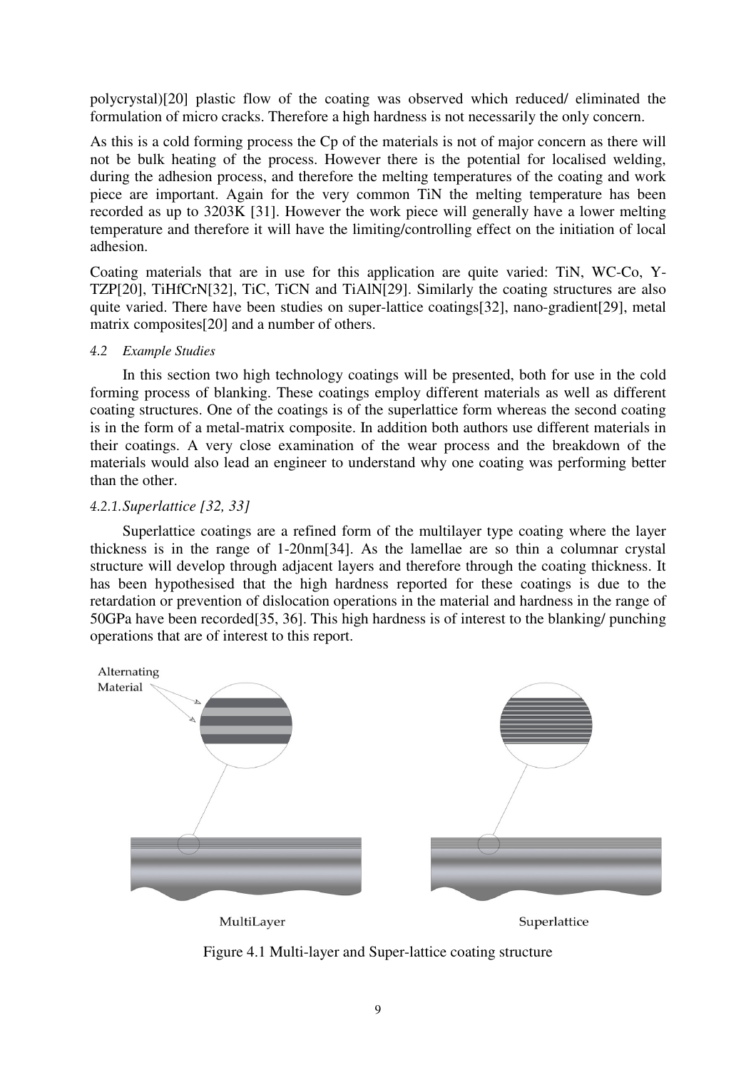polycrystal)[20] plastic flow of the coating was observed which reduced/ eliminated the formulation of micro cracks. Therefore a high hardness is not necessarily the only concern.

As this is a cold forming process the Cp of the materials is not of major concern as there will not be bulk heating of the process. However there is the potential for localised welding, during the adhesion process, and therefore the melting temperatures of the coating and work piece are important. Again for the very common TiN the melting temperature has been recorded as up to 3203K [31]. However the work piece will generally have a lower melting temperature and therefore it will have the limiting/controlling effect on the initiation of local adhesion.

Coating materials that are in use for this application are quite varied: TiN, WC-Co, Y-TZP[20], TiHfCrN[32], TiC, TiCN and TiAlN[29]. Similarly the coating structures are also quite varied. There have been studies on super-lattice coatings[32], nano-gradient[29], metal matrix composites[20] and a number of others.

### *4.2 Example Studies*

In this section two high technology coatings will be presented, both for use in the cold forming process of blanking. These coatings employ different materials as well as different coating structures. One of the coatings is of the superlattice form whereas the second coating is in the form of a metal-matrix composite. In addition both authors use different materials in their coatings. A very close examination of the wear process and the breakdown of the materials would also lead an engineer to understand why one coating was performing better than the other.

#### *4.2.1. Superlattice [32, 33]*

Superlattice coatings are a refined form of the multilayer type coating where the layer thickness is in the range of 1-20nm[34]. As the lamellae are so thin a columnar crystal structure will develop through adjacent layers and therefore through the coating thickness. It has been hypothesised that the high hardness reported for these coatings is due to the retardation or prevention of dislocation operations in the material and hardness in the range of 50GPa have been recorded[35, 36]. This high hardness is of interest to the blanking/ punching operations that are of interest to this report.

Figure 4.1 Multi-layer and Super-lattice coating structure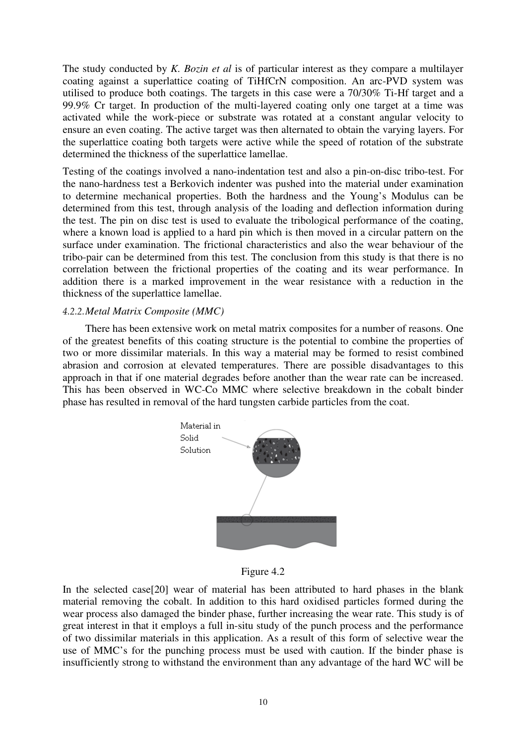The study conducted by *K. Bozin et al* is of particular interest as they compare a multilayer coating against a superlattice coating of TiHfCrN composition. An arc-PVD system was utilised to produce both coatings. The targets in this case were a 70/30% Ti-Hf target and a 99.9% Cr target. In production of the multi-layered coating only one target at a time was activated while the work-piece or substrate was rotated at a constant angular velocity to ensure an even coating. The active target was then alternated to obtain the varying layers. For the superlattice coating both targets were active while the speed of rotation of the substrate determined the thickness of the superlattice lamellae.

Testing of the coatings involved a nano-indentation test and also a pin-on-disc tribo-test. For the nano-hardness test a Berkovich indenter was pushed into the material under examination to determine mechanical properties. Both the hardness and the Young's Modulus can be determined from this test, through analysis of the loading and deflection information during the test. The pin on disc test is used to evaluate the tribological performance of the coating, where a known load is applied to a hard pin which is then moved in a circular pattern on the surface under examination. The frictional characteristics and also the wear behaviour of the tribo-pair can be determined from this test. The conclusion from this study is that there is no correlation between the frictional properties of the coating and its wear performance. In addition there is a marked improvement in the wear resistance with a reduction in the thickness of the superlattice lamellae.

#### *4.2.2. Metal Matrix Composite (MMC)*

There has been extensive work on metal matrix composites for a number of reasons. One of the greatest benefits of this coating structure is the potential to combine the properties of two or more dissimilar materials. In this way a material may be formed to resist combined abrasion and corrosion at elevated temperatures. There are possible disadvantages to this approach in that if one material degrades before another than the wear rate can be increased. This has been observed in WC-Co MMC where selective breakdown in the cobalt binder phase has resulted in removal of the hard tungsten carbide particles from the coat.

Material in Solid Solution

Figure 4.2

In the selected case[20] wear of material has been attributed to hard phases in the blank material removing the cobalt. In addition to this hard oxidised particles formed during the wear process also damaged the binder phase, further increasing the wear rate. This study is of great interest in that it employs a full in-situ study of the punch process and the performance of two dissimilar materials in this application. As a result of this form of selective wear the use of MMC's for the punching process must be used with caution. If the binder phase is insufficiently strong to withstand the environment than any advantage of the hard WC will be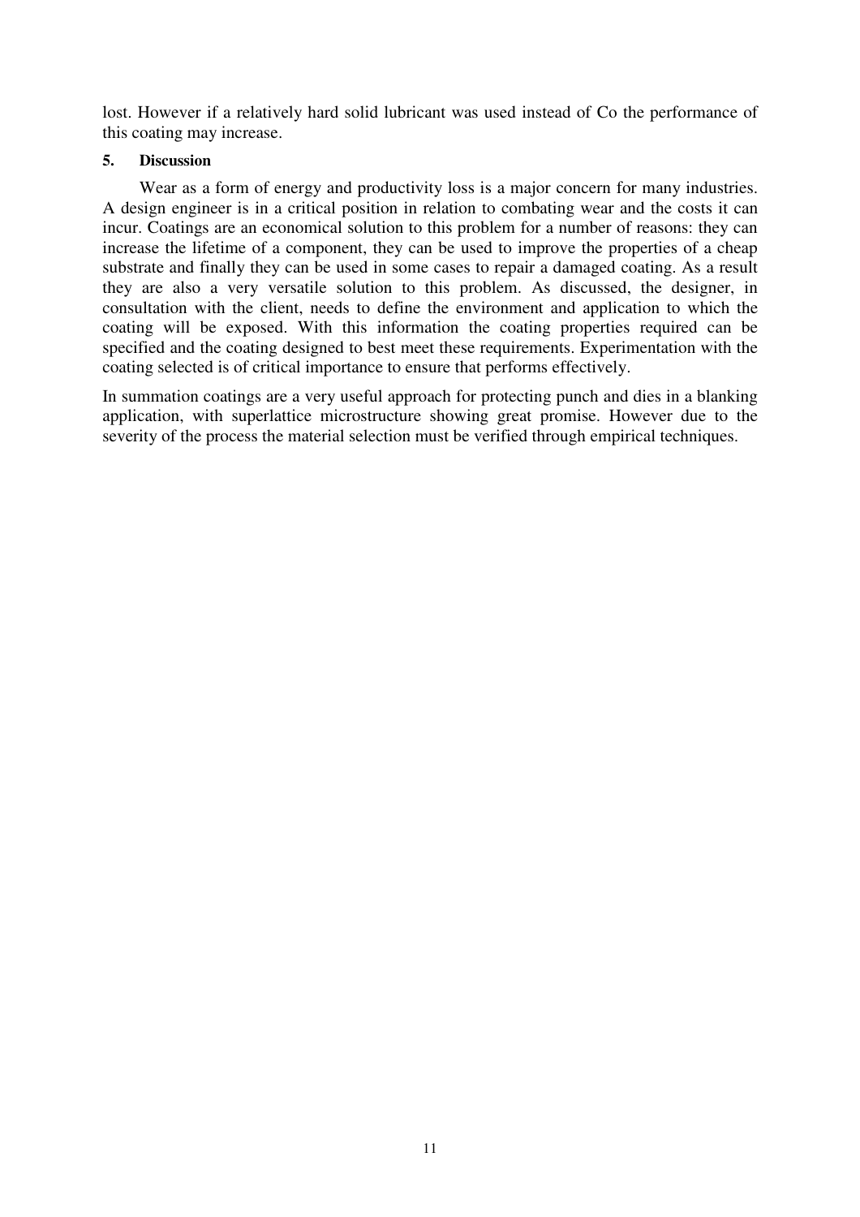lost. However if a relatively hard solid lubricant was used instead of Co the performance of this coating may increase.

## 5. Discussion

Wear as a form of energy and productivity loss is a major concern for many industries. A design engineer is in a critical position in relation to combating wear and the costs it can incur. Coatings are an economical solution to this problem for a number of reasons: they can increase the lifetime of a component, they can be used to improve the properties of a cheap substrate and finally they can be used in some cases to repair a damaged coating. As a result they are also a very versatile solution to this problem. As discussed, the designer, in consultation with the client, needs to define the environment and application to which the coating will be exposed. With this information the coating properties required can be specified and the coating designed to best meet these requirements. Experimentation with the coating selected is of critical importance to ensure that performs effectively.

In summation coatings are a very useful approach for protecting punch and dies in a blanking application, with superlattice microstructure showing great promise. However due to the severity of the process the material selection must be verified through empirical techniques.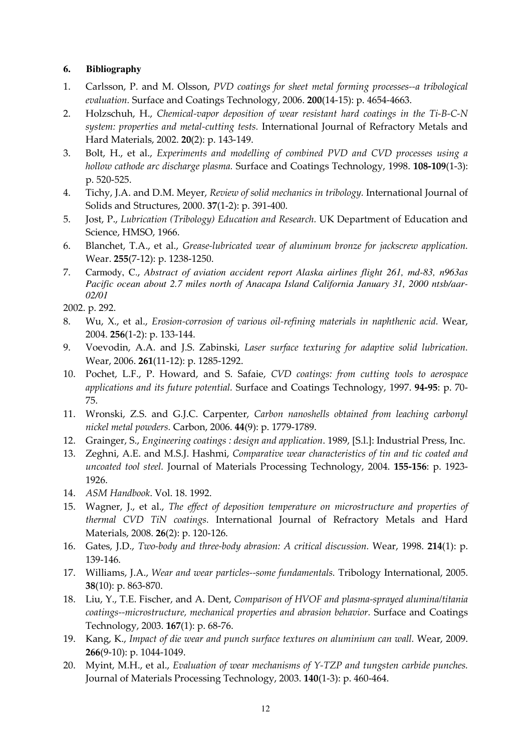#### 6. Bibliography

1. Carlsson, P. and M. Olsson, *PVD coatings for sheet metal forming processes--a tribological evaluation.* Surface and Coatings Technology, 2006. **200**(14-15): p. 4654-4663.
2. Holzschuh, H., *Chemical-vapor deposition of wear resistant hard coatings in the Ti-B-C-N system: properties and metal-cutting tests.* International Journal of Refractory Metals and Hard Materials, 2002. **20**(2): p. 143-149.
3. Bolt, H., et al., *Experiments and modelling of combined PVD and CVD processes using a hollow cathode arc discharge plasma.* Surface and Coatings Technology, 1998. **108-109**(1-3): p. 520-525.
4. Tichy, J.A. and D.M. Meyer, *Review of solid mechanics in tribology.* International Journal of Solids and Structures, 2000. **37**(1-2): p. 391-400.
5. Jost, P., *Lubrication (Tribology) Education and Research.* UK Department of Education and Science, HMSO, 1966.
6. Blanchet, T.A., et al., *Grease-lubricated wear of aluminum bronze for jackscrew application.* Wear. **255**(7-12): p. 1238-1250.
7. Carmody, C., *Abstract of aviation accident report Alaska airlines flight 261, md-83, n963as Pacific ocean about 2.7 miles north of Anacapa Island California January 31, 2000 ntsb/aar-02/01*

2002. p. 292.

8. Wu, X., et al., *Erosion-corrosion of various oil-refining materials in naphthenic acid.* Wear, 2004. **256**(1-2): p. 133-144.
9. Voevodin, A.A. and J.S. Zabinski, *Laser surface texturing for adaptive solid lubrication.* Wear, 2006. **261**(11-12): p. 1285-1292.
10. Pochet, L.F., P. Howard, and S. Safaie, *CVD coatings: from cutting tools to aerospace applications and its future potential.* Surface and Coatings Technology, 1997. **94-95**: p. 70-75.
11. Wronski, Z.S. and G.J.C. Carpenter, *Carbon nanoshells obtained from leaching carbonyl nickel metal powders.* Carbon, 2006. **44**(9): p. 1779-1789.
12. Grainger, S., *Engineering coatings : design and application*. 1989, [S.l.]: Industrial Press, Inc.
13. Zeghni, A.E. and M.S.J. Hashmi, *Comparative wear characteristics of tin and tic coated and uncoated tool steel.* Journal of Materials Processing Technology, 2004. **155-156**: p. 1923-1926.
14. *ASM Handbook*. Vol. 18. 1992.
15. Wagner, J., et al., *The effect of deposition temperature on microstructure and properties of thermal CVD TiN coatings.* International Journal of Refractory Metals and Hard Materials, 2008. **26**(2): p. 120-126.
16. Gates, J.D., *Two-body and three-body abrasion: A critical discussion.* Wear, 1998. **214**(1): p. 139-146.
17. Williams, J.A., *Wear and wear particles--some fundamentals.* Tribology International, 2005. **38**(10): p. 863-870.
18. Liu, Y., T.E. Fischer, and A. Dent, *Comparison of HVOF and plasma-sprayed alumina/titania coatings--microstructure, mechanical properties and abrasion behavior.* Surface and Coatings Technology, 2003. **167**(1): p. 68-76.
19. Kang, K., *Impact of die wear and punch surface textures on aluminium can wall.* Wear, 2009. **266**(9-10): p. 1044-1049.
20. Myint, M.H., et al., *Evaluation of wear mechanisms of Y-TZP and tungsten carbide punches.* Journal of Materials Processing Technology, 2003. **140**(1-3): p. 460-464.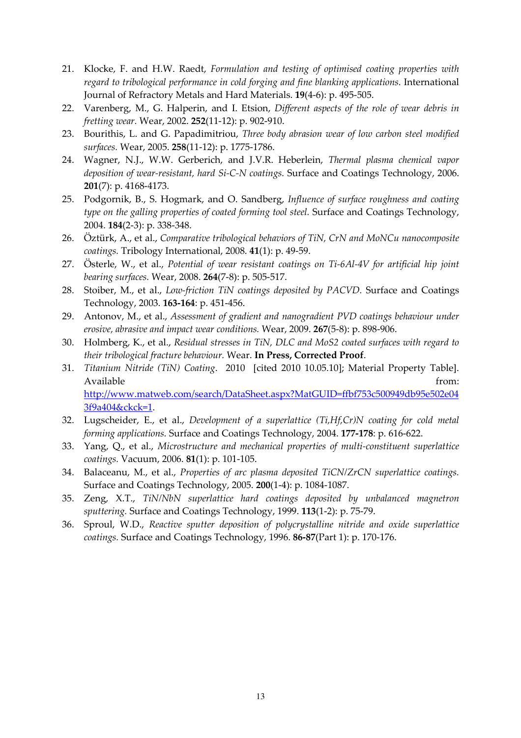21. Klocke, F. and H.W. Raedt, *Formulation and testing of optimised coating properties with regard to tribological performance in cold forging and fine blanking applications.* International Journal of Refractory Metals and Hard Materials. **19**(4-6): p. 495-505.
22. Varenberg, M., G. Halperin, and I. Etsion, *Different aspects of the role of wear debris in fretting wear.* Wear, 2002. **252**(11-12): p. 902-910.
23. Bourithis, L. and G. Papadimitriou, *Three body abrasion wear of low carbon steel modified surfaces.* Wear, 2005. **258**(11-12): p. 1775-1786.
24. Wagner, N.J., W.W. Gerberich, and J.V.R. Heberlein, *Thermal plasma chemical vapor deposition of wear-resistant, hard Si-C-N coatings.* Surface and Coatings Technology, 2006. **201**(7): p. 4168-4173.
25. Podgornik, B., S. Hogmark, and O. Sandberg, *Influence of surface roughness and coating type on the galling properties of coated forming tool steel.* Surface and Coatings Technology, 2004. **184**(2-3): p. 338-348.
26. Öztürk, A., et al., *Comparative tribological behaviors of TiN, CrN and MoNCu nanocomposite coatings.* Tribology International, 2008. **41**(1): p. 49-59.
27. Österle, W., et al., *Potential of wear resistant coatings on Ti-6Al-4V for artificial hip joint bearing surfaces.* Wear, 2008. **264**(7-8): p. 505-517.
28. Stoiber, M., et al., *Low-friction TiN coatings deposited by PACVD.* Surface and Coatings Technology, 2003. **163-164**: p. 451-456.
29. Antonov, M., et al., *Assessment of gradient and nanogradient PVD coatings behaviour under erosive, abrasive and impact wear conditions.* Wear, 2009. **267**(5-8): p. 898-906.
30. Holmberg, K., et al., *Residual stresses in TiN, DLC and MoS2 coated surfaces with regard to their tribological fracture behaviour.* Wear. **In Press, Corrected Proof**.
31. *Titanium Nitride (TiN) Coating*. 2010 [cited 2010 10.05.10]; Material Property Table]. Available from: http://www.matweb.com/search/DataSheet.aspx?MatGUID=ffbf753c500949db95e502e043f9a404&ckck=1.
32. Lugscheider, E., et al., *Development of a superlattice (Ti,Hf,Cr)N coating for cold metal forming applications.* Surface and Coatings Technology, 2004. **177-178**: p. 616-622.
33. Yang, Q., et al., *Microstructure and mechanical properties of multi-constituent superlattice coatings.* Vacuum, 2006. **81**(1): p. 101-105.
34. Balaceanu, M., et al., *Properties of arc plasma deposited TiCN/ZrCN superlattice coatings.* Surface and Coatings Technology, 2005. **200**(1-4): p. 1084-1087.
35. Zeng, X.T., *TiN/NbN superlattice hard coatings deposited by unbalanced magnetron sputtering.* Surface and Coatings Technology, 1999. **113**(1-2): p. 75-79.
36. Sproul, W.D., *Reactive sputter deposition of polycrystalline nitride and oxide superlattice coatings.* Surface and Coatings Technology, 1996. **86-87**(Part 1): p. 170-176.